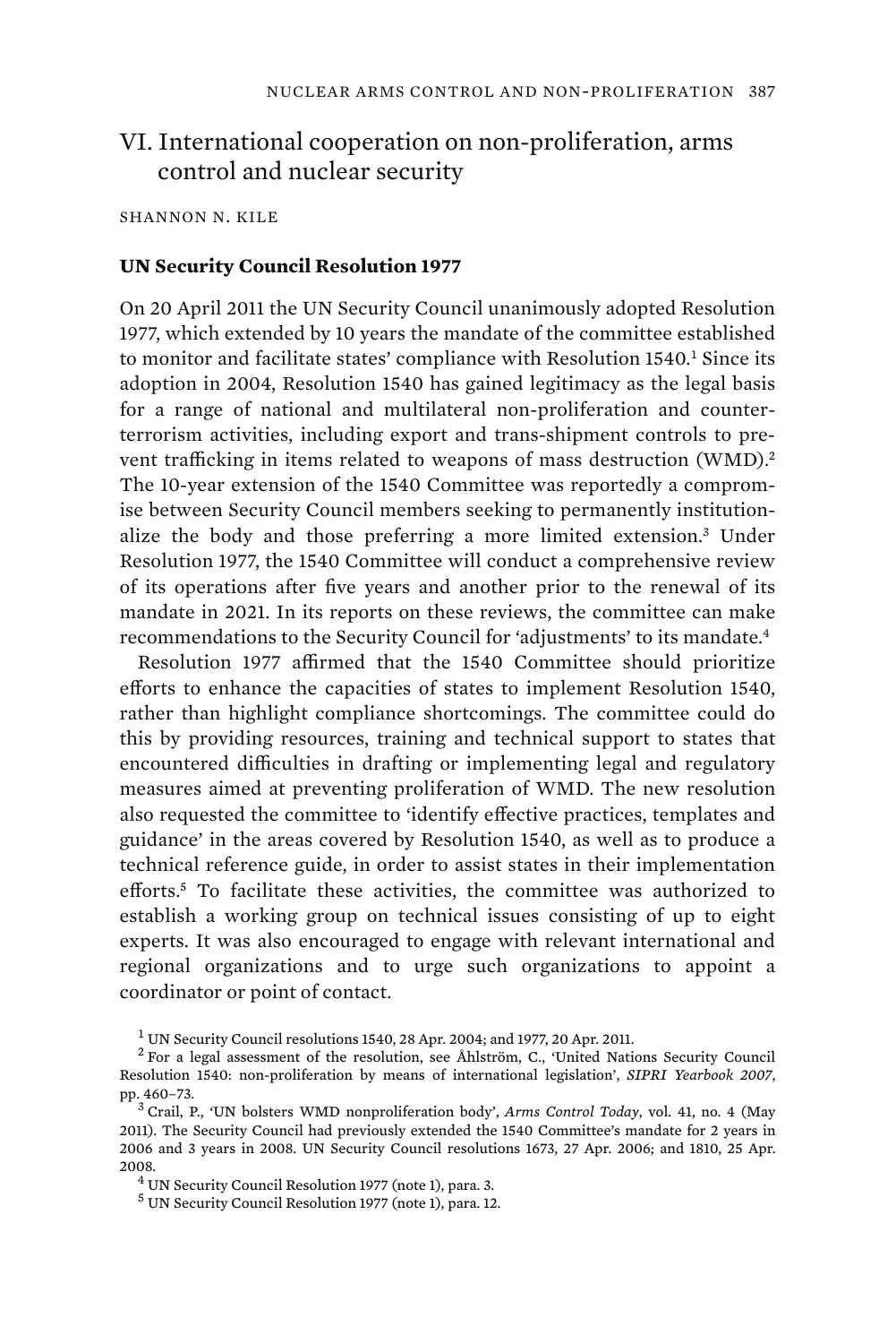## VI. International cooperation on non-proliferation, arms control and nuclear security

SHANNON N. KILE

### UN Security Council Resolution 1977

On 20 April 2011 the UN Security Council unanimously adopted Resolution 1977, which extended by 10 years the mandate of the committee established to monitor and facilitate states' compliance with Resolution 1540.[1] Since its adoption in 2004, Resolution 1540 has gained legitimacy as the legal basis for a range of national and multilateral non-proliferation and counter-terrorism activities, including export and trans-shipment controls to prevent trafficking in items related to weapons of mass destruction (WMD).[2] The 10-year extension of the 1540 Committee was reportedly a compromise between Security Council members seeking to permanently institutionalize the body and those preferring a more limited extension.[3] Under Resolution 1977, the 1540 Committee will conduct a comprehensive review of its operations after five years and another prior to the renewal of its mandate in 2021. In its reports on these reviews, the committee can make recommendations to the Security Council for 'adjustments' to its mandate.[4]

Resolution 1977 affirmed that the 1540 Committee should prioritize efforts to enhance the capacities of states to implement Resolution 1540, rather than highlight compliance shortcomings. The committee could do this by providing resources, training and technical support to states that encountered difficulties in drafting or implementing legal and regulatory measures aimed at preventing proliferation of WMD. The new resolution also requested the committee to 'identify effective practices, templates and guidance' in the areas covered by Resolution 1540, as well as to produce a technical reference guide, in order to assist states in their implementation efforts.[5] To facilitate these activities, the committee was authorized to establish a working group on technical issues consisting of up to eight experts. It was also encouraged to engage with relevant international and regional organizations and to urge such organizations to appoint a coordinator or point of contact.

[1] UN Security Council resolutions 1540, 28 Apr. 2004; and 1977, 20 Apr. 2011.

[2] For a legal assessment of the resolution, see Åhlström, C., 'United Nations Security Council Resolution 1540: non-proliferation by means of international legislation', *SIPRI Yearbook 2007*, pp. 460–73.

[3] Crail, P., 'UN bolsters WMD nonproliferation body', *Arms Control Today*, vol. 41, no. 4 (May 2011). The Security Council had previously extended the 1540 Committee's mandate for 2 years in 2006 and 3 years in 2008. UN Security Council resolutions 1673, 27 Apr. 2006; and 1810, 25 Apr. 2008.

[4] UN Security Council Resolution 1977 (note 1), para. 3.

[5] UN Security Council Resolution 1977 (note 1), para. 12.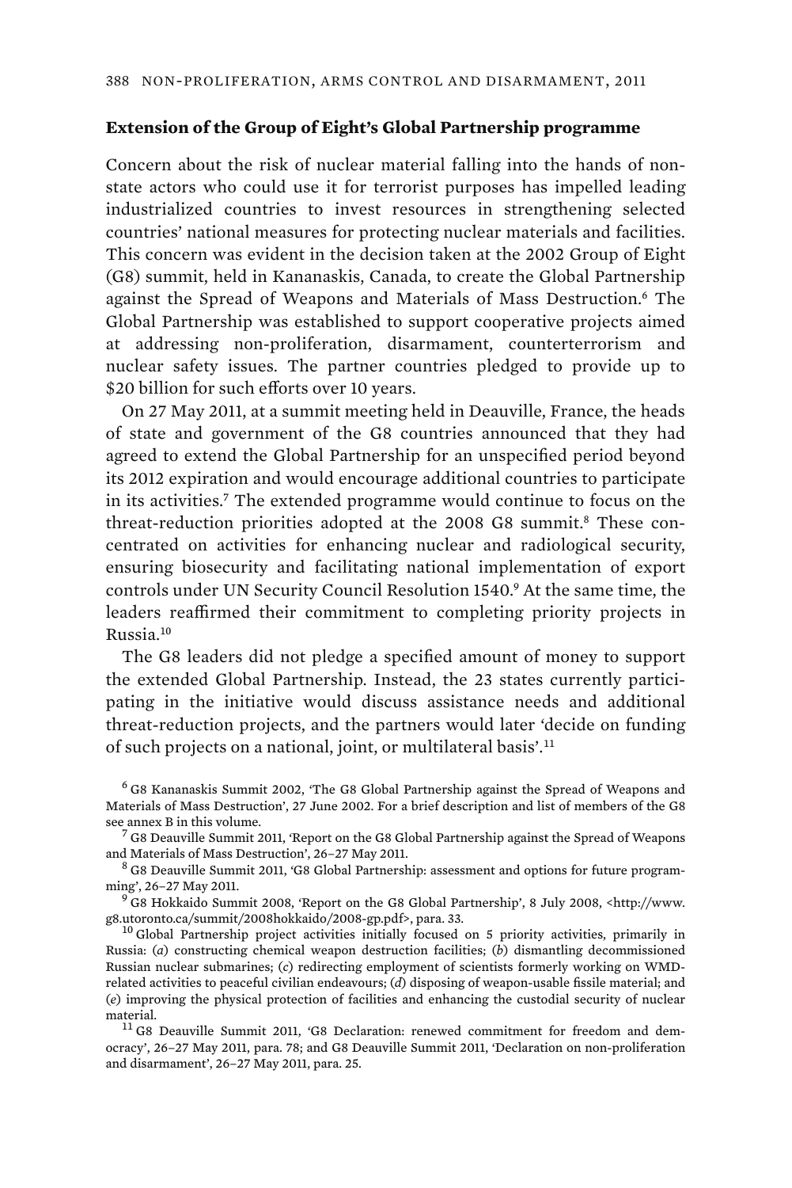### Extension of the Group of Eight's Global Partnership programme

Concern about the risk of nuclear material falling into the hands of non-state actors who could use it for terrorist purposes has impelled leading industrialized countries to invest resources in strengthening selected countries' national measures for protecting nuclear materials and facilities. This concern was evident in the decision taken at the 2002 Group of Eight (G8) summit, held in Kananaskis, Canada, to create the Global Partnership against the Spread of Weapons and Materials of Mass Destruction.[6] The Global Partnership was established to support cooperative projects aimed at addressing non-proliferation, disarmament, counterterrorism and nuclear safety issues. The partner countries pledged to provide up to $20 billion for such efforts over 10 years.

On 27 May 2011, at a summit meeting held in Deauville, France, the heads of state and government of the G8 countries announced that they had agreed to extend the Global Partnership for an unspecified period beyond its 2012 expiration and would encourage additional countries to participate in its activities.[7] The extended programme would continue to focus on the threat-reduction priorities adopted at the 2008 G8 summit.[8] These concentrated on activities for enhancing nuclear and radiological security, ensuring biosecurity and facilitating national implementation of export controls under UN Security Council Resolution 1540.[9] At the same time, the leaders reaffirmed their commitment to completing priority projects in Russia.[10]

The G8 leaders did not pledge a specified amount of money to support the extended Global Partnership. Instead, the 23 states currently participating in the initiative would discuss assistance needs and additional threat-reduction projects, and the partners would later 'decide on funding of such projects on a national, joint, or multilateral basis'.[11]

[6] G8 Kananaskis Summit 2002, 'The G8 Global Partnership against the Spread of Weapons and Materials of Mass Destruction', 27 June 2002. For a brief description and list of members of the G8 see annex B in this volume.

[7] G8 Deauville Summit 2011, 'Report on the G8 Global Partnership against the Spread of Weapons and Materials of Mass Destruction', 26–27 May 2011.

[8] G8 Deauville Summit 2011, 'G8 Global Partnership: assessment and options for future programming', 26–27 May 2011.

[9] G8 Hokkaido Summit 2008, 'Report on the G8 Global Partnership', 8 July 2008, <http://www.g8.utoronto.ca/summit/2008hokkaido/2008-gp.pdf>, para. 33.

[10] Global Partnership project activities initially focused on 5 priority activities, primarily in Russia: (*a*) constructing chemical weapon destruction facilities; (*b*) dismantling decommissioned Russian nuclear submarines; (*c*) redirecting employment of scientists formerly working on WMD-related activities to peaceful civilian endeavours; (*d*) disposing of weapon-usable fissile material; and (*e*) improving the physical protection of facilities and enhancing the custodial security of nuclear material.

[11] G8 Deauville Summit 2011, 'G8 Declaration: renewed commitment for freedom and democracy', 26–27 May 2011, para. 78; and G8 Deauville Summit 2011, 'Declaration on non-proliferation and disarmament', 26–27 May 2011, para. 25.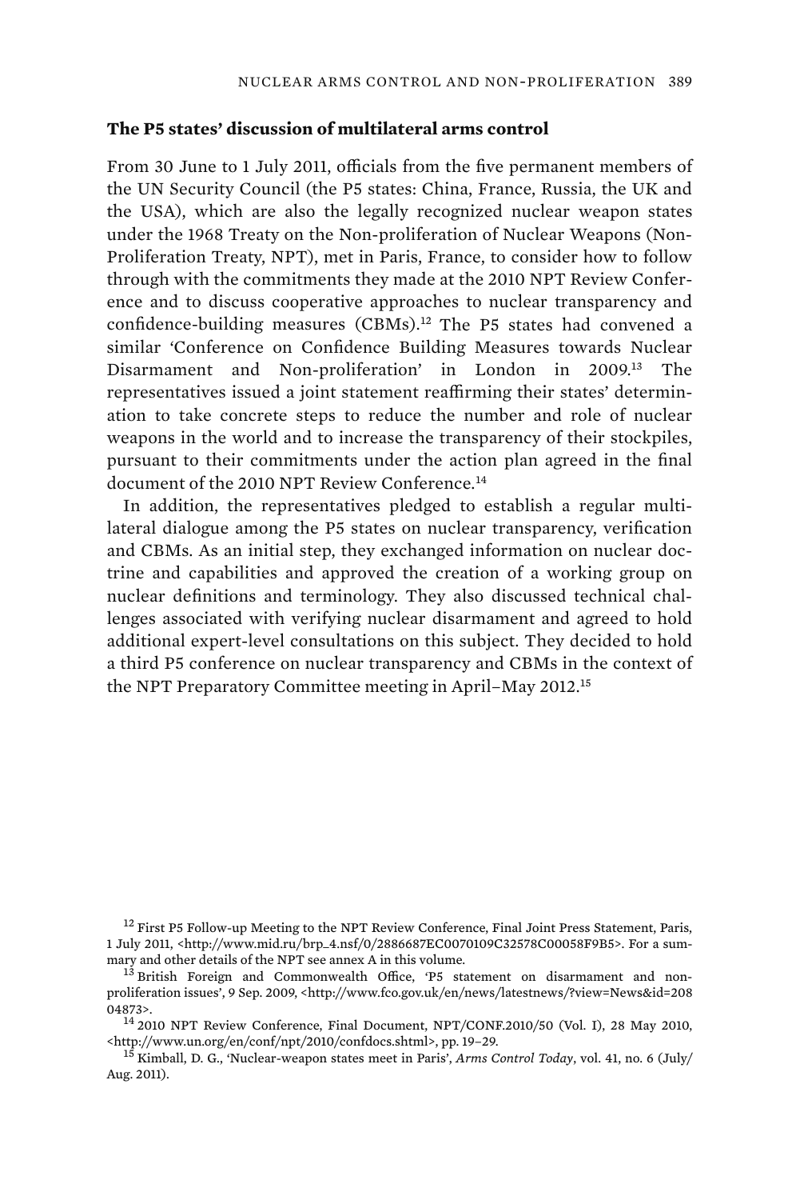### The P5 states' discussion of multilateral arms control

From 30 June to 1 July 2011, officials from the five permanent members of the UN Security Council (the P5 states: China, France, Russia, the UK and the USA), which are also the legally recognized nuclear weapon states under the 1968 Treaty on the Non-proliferation of Nuclear Weapons (Non-Proliferation Treaty, NPT), met in Paris, France, to consider how to follow through with the commitments they made at the 2010 NPT Review Conference and to discuss cooperative approaches to nuclear transparency and confidence-building measures (CBMs).[12] The P5 states had convened a similar 'Conference on Confidence Building Measures towards Nuclear Disarmament and Non-proliferation' in London in 2009.[13] The representatives issued a joint statement reaffirming their states' determination to take concrete steps to reduce the number and role of nuclear weapons in the world and to increase the transparency of their stockpiles, pursuant to their commitments under the action plan agreed in the final document of the 2010 NPT Review Conference.[14]

In addition, the representatives pledged to establish a regular multilateral dialogue among the P5 states on nuclear transparency, verification and CBMs. As an initial step, they exchanged information on nuclear doctrine and capabilities and approved the creation of a working group on nuclear definitions and terminology. They also discussed technical challenges associated with verifying nuclear disarmament and agreed to hold additional expert-level consultations on this subject. They decided to hold a third P5 conference on nuclear transparency and CBMs in the context of the NPT Preparatory Committee meeting in April–May 2012.[15]

[12] First P5 Follow-up Meeting to the NPT Review Conference, Final Joint Press Statement, Paris, 1 July 2011, <http://www.mid.ru/brp_4.nsf/0/2886687EC0070109C32578C00058F9B5>. For a summary and other details of the NPT see annex A in this volume.

[13] British Foreign and Commonwealth Office, 'P5 statement on disarmament and non-proliferation issues', 9 Sep. 2009, <http://www.fco.gov.uk/en/news/latestnews/?view=News&id=20804873>.

[14] 2010 NPT Review Conference, Final Document, NPT/CONF.2010/50 (Vol. I), 28 May 2010, <http://www.un.org/en/conf/npt/2010/confdocs.shtml>, pp. 19–29.

[15] Kimball, D. G., 'Nuclear-weapon states meet in Paris', *Arms Control Today*, vol. 41, no. 6 (July/Aug. 2011).